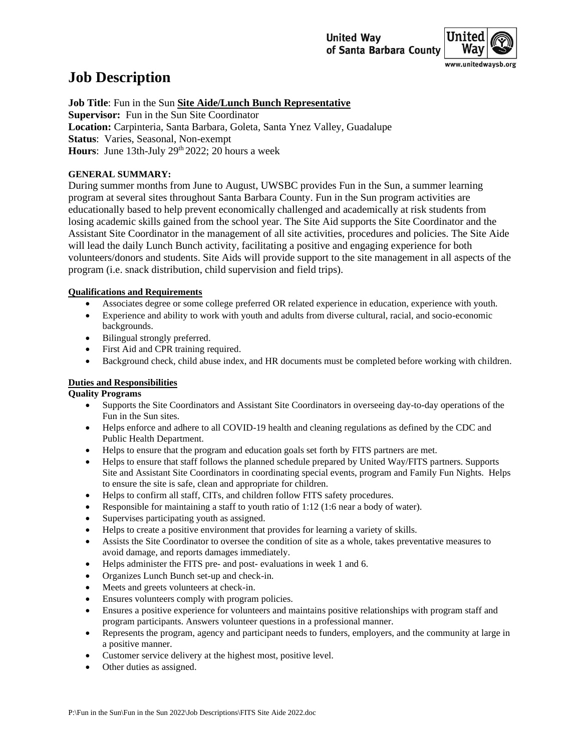United Way of Santa Barbara County

www.unitedwaysb.org

# Job Description

**Job Title**: Fun in the Sun **Site Aide/Lunch Bunch Representative**
**Supervisor:** Fun in the Sun Site Coordinator
**Location:** Carpinteria, Santa Barbara, Goleta, Santa Ynez Valley, Guadalupe
**Status**: Varies, Seasonal, Non-exempt
**Hours**: June 13th-July 29th 2022; 20 hours a week

**GENERAL SUMMARY:**

During summer months from June to August, UWSBC provides Fun in the Sun, a summer learning program at several sites throughout Santa Barbara County. Fun in the Sun program activities are educationally based to help prevent economically challenged and academically at risk students from losing academic skills gained from the school year. The Site Aid supports the Site Coordinator and the Assistant Site Coordinator in the management of all site activities, procedures and policies. The Site Aide will lead the daily Lunch Bunch activity, facilitating a positive and engaging experience for both volunteers/donors and students. Site Aids will provide support to the site management in all aspects of the program (i.e. snack distribution, child supervision and field trips).

## Qualifications and Requirements

- Associates degree or some college preferred OR related experience in education, experience with youth.
- Experience and ability to work with youth and adults from diverse cultural, racial, and socio-economic backgrounds.
- Bilingual strongly preferred.
- First Aid and CPR training required.
- Background check, child abuse index, and HR documents must be completed before working with children.

## Duties and Responsibilities

**Quality Programs**

- Supports the Site Coordinators and Assistant Site Coordinators in overseeing day-to-day operations of the Fun in the Sun sites.
- Helps enforce and adhere to all COVID-19 health and cleaning regulations as defined by the CDC and Public Health Department.
- Helps to ensure that the program and education goals set forth by FITS partners are met.
- Helps to ensure that staff follows the planned schedule prepared by United Way/FITS partners. Supports Site and Assistant Site Coordinators in coordinating special events, program and Family Fun Nights. Helps to ensure the site is safe, clean and appropriate for children.
- Helps to confirm all staff, CITs, and children follow FITS safety procedures.
- Responsible for maintaining a staff to youth ratio of 1:12 (1:6 near a body of water).
- Supervises participating youth as assigned.
- Helps to create a positive environment that provides for learning a variety of skills.
- Assists the Site Coordinator to oversee the condition of site as a whole, takes preventative measures to avoid damage, and reports damages immediately.
- Helps administer the FITS pre- and post- evaluations in week 1 and 6.
- Organizes Lunch Bunch set-up and check-in.
- Meets and greets volunteers at check-in.
- Ensures volunteers comply with program policies.
- Ensures a positive experience for volunteers and maintains positive relationships with program staff and program participants. Answers volunteer questions in a professional manner.
- Represents the program, agency and participant needs to funders, employers, and the community at large in a positive manner.
- Customer service delivery at the highest most, positive level.
- Other duties as assigned.

P:\Fun in the Sun\Fun in the Sun 2022\Job Descriptions\FITS Site Aide 2022.doc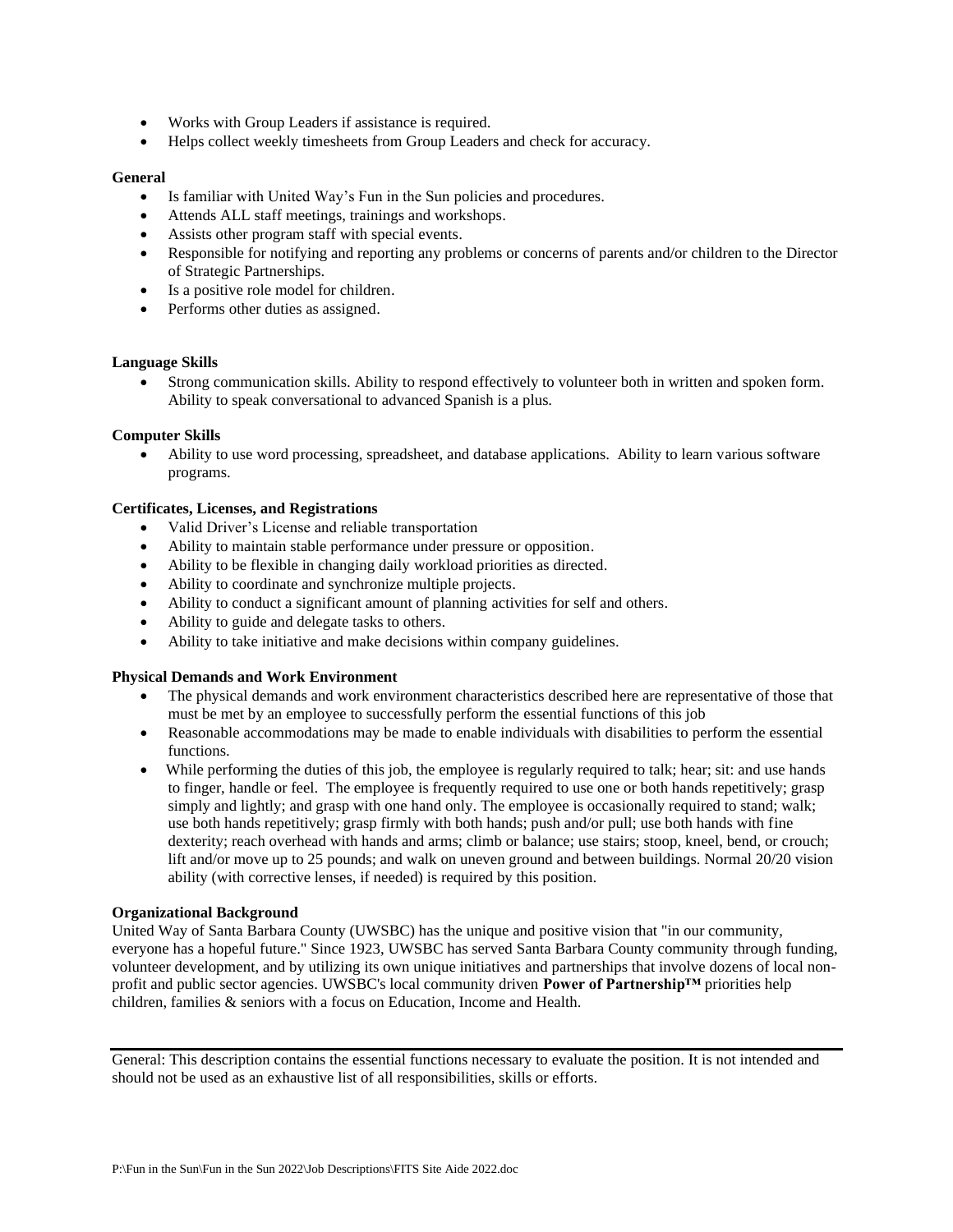- Works with Group Leaders if assistance is required.
- Helps collect weekly timesheets from Group Leaders and check for accuracy.

**General**

- Is familiar with United Way's Fun in the Sun policies and procedures.
- Attends ALL staff meetings, trainings and workshops.
- Assists other program staff with special events.
- Responsible for notifying and reporting any problems or concerns of parents and/or children to the Director of Strategic Partnerships.
- Is a positive role model for children.
- Performs other duties as assigned.

**Language Skills**

- Strong communication skills. Ability to respond effectively to volunteer both in written and spoken form. Ability to speak conversational to advanced Spanish is a plus.

**Computer Skills**

- Ability to use word processing, spreadsheet, and database applications. Ability to learn various software programs.

**Certificates, Licenses, and Registrations**

- Valid Driver's License and reliable transportation
- Ability to maintain stable performance under pressure or opposition.
- Ability to be flexible in changing daily workload priorities as directed.
- Ability to coordinate and synchronize multiple projects.
- Ability to conduct a significant amount of planning activities for self and others.
- Ability to guide and delegate tasks to others.
- Ability to take initiative and make decisions within company guidelines.

**Physical Demands and Work Environment**

- The physical demands and work environment characteristics described here are representative of those that must be met by an employee to successfully perform the essential functions of this job
- Reasonable accommodations may be made to enable individuals with disabilities to perform the essential functions.
- While performing the duties of this job, the employee is regularly required to talk; hear; sit: and use hands to finger, handle or feel. The employee is frequently required to use one or both hands repetitively; grasp simply and lightly; and grasp with one hand only. The employee is occasionally required to stand; walk; use both hands repetitively; grasp firmly with both hands; push and/or pull; use both hands with fine dexterity; reach overhead with hands and arms; climb or balance; use stairs; stoop, kneel, bend, or crouch; lift and/or move up to 25 pounds; and walk on uneven ground and between buildings. Normal 20/20 vision ability (with corrective lenses, if needed) is required by this position.

**Organizational Background**

United Way of Santa Barbara County (UWSBC) has the unique and positive vision that "in our community, everyone has a hopeful future." Since 1923, UWSBC has served Santa Barbara County community through funding, volunteer development, and by utilizing its own unique initiatives and partnerships that involve dozens of local non-profit and public sector agencies. UWSBC's local community driven **Power of Partnership™** priorities help children, families & seniors with a focus on Education, Income and Health.

---

General: This description contains the essential functions necessary to evaluate the position. It is not intended and should not be used as an exhaustive list of all responsibilities, skills or efforts.

P:\Fun in the Sun\Fun in the Sun 2022\Job Descriptions\FITS Site Aide 2022.doc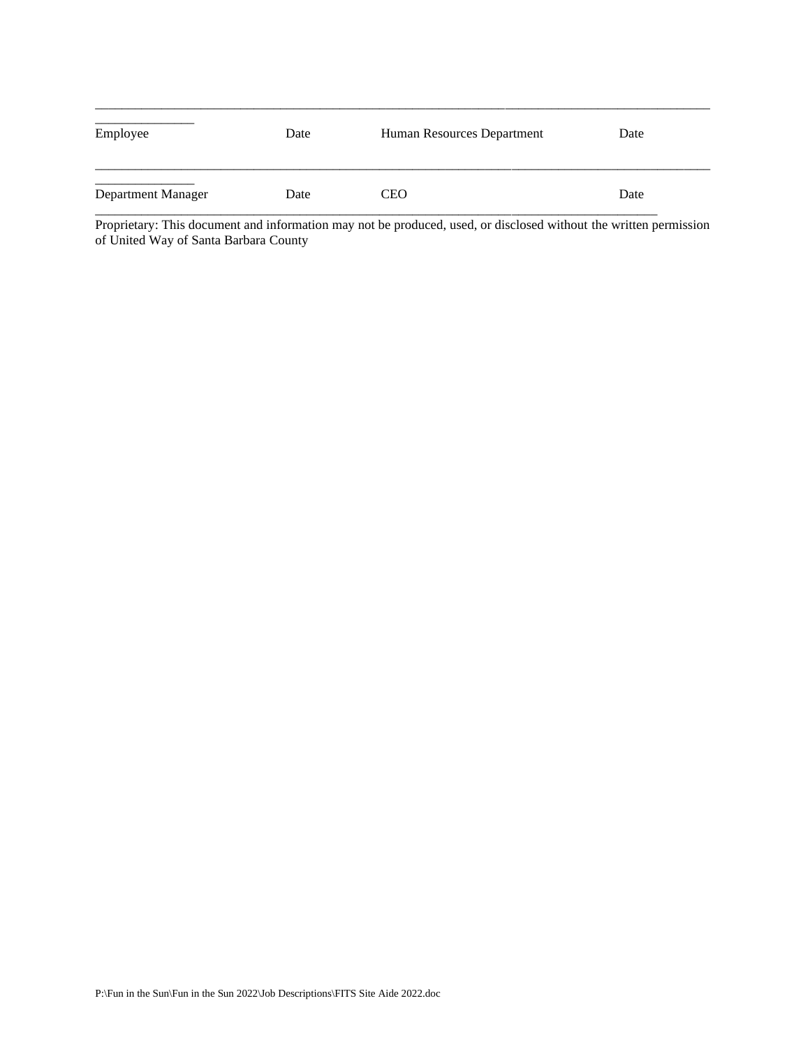______________________________________________________________________________________________

| | | | |
|---|---|---|---|
| Employee | Date | Human Resources Department | Date |

______________________________________________________________________________________________

| | | | |
|---|---|---|---|
| Department Manager | Date | CEO | Date |

_____________________________________________________________________________________

Proprietary: This document and information may not be produced, used, or disclosed without the written permission of United Way of Santa Barbara County

P:\Fun in the Sun\Fun in the Sun 2022\Job Descriptions\FITS Site Aide 2022.doc